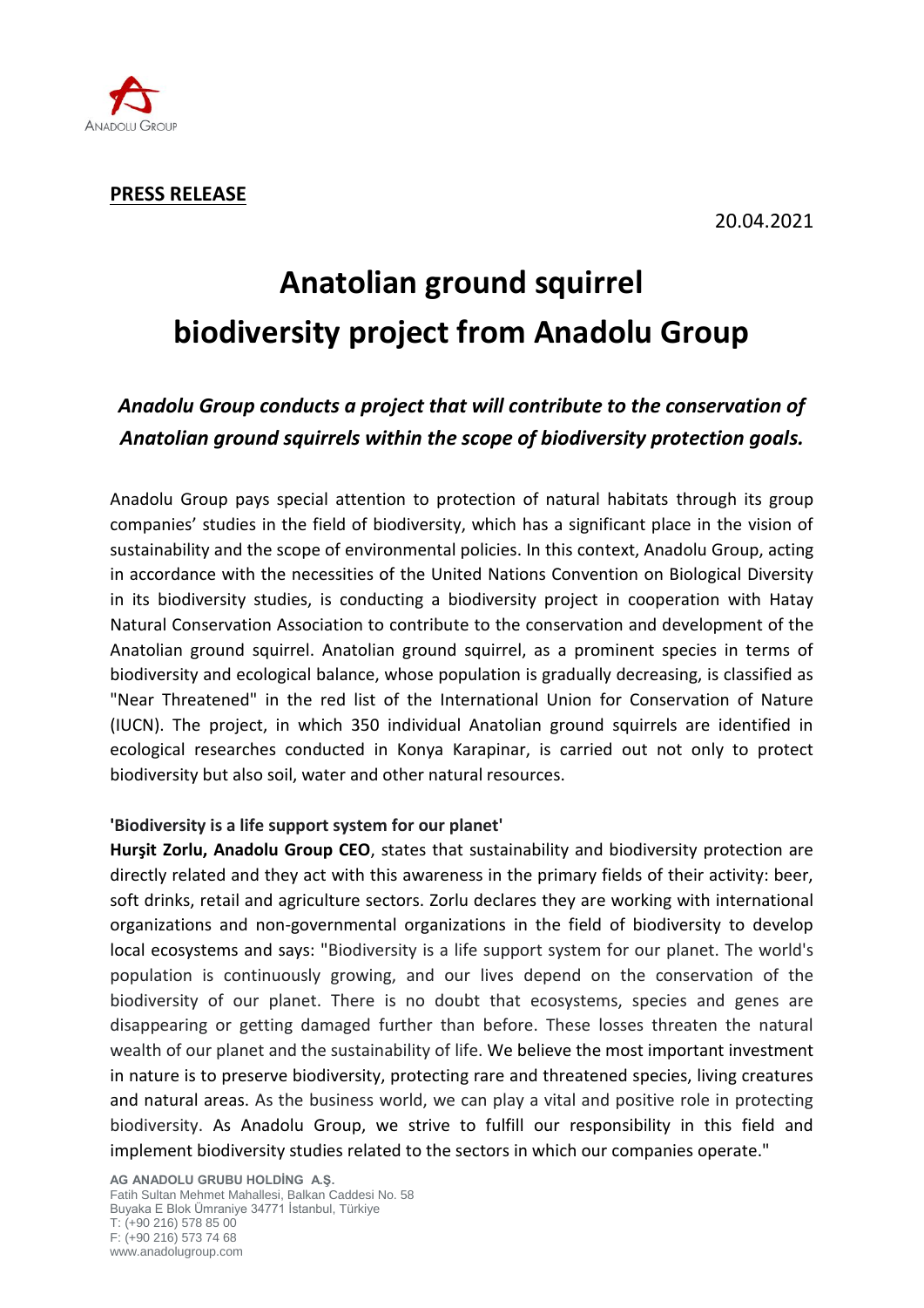**PRESS RELEASE**

20.04.2021

# Anatolian ground squirrel biodiversity project from Anadolu Group

*Anadolu Group conducts a project that will contribute to the conservation of Anatolian ground squirrels within the scope of biodiversity protection goals.*

Anadolu Group pays special attention to protection of natural habitats through its group companies' studies in the field of biodiversity, which has a significant place in the vision of sustainability and the scope of environmental policies. In this context, Anadolu Group, acting in accordance with the necessities of the United Nations Convention on Biological Diversity in its biodiversity studies, is conducting a biodiversity project in cooperation with Hatay Natural Conservation Association to contribute to the conservation and development of the Anatolian ground squirrel. Anatolian ground squirrel, as a prominent species in terms of biodiversity and ecological balance, whose population is gradually decreasing, is classified as "Near Threatened" in the red list of the International Union for Conservation of Nature (IUCN). The project, in which 350 individual Anatolian ground squirrels are identified in ecological researches conducted in Konya Karapinar, is carried out not only to protect biodiversity but also soil, water and other natural resources.

**'Biodiversity is a life support system for our planet'**

**Hurşit Zorlu, Anadolu Group CEO**, states that sustainability and biodiversity protection are directly related and they act with this awareness in the primary fields of their activity: beer, soft drinks, retail and agriculture sectors. Zorlu declares they are working with international organizations and non-governmental organizations in the field of biodiversity to develop local ecosystems and says: "Biodiversity is a life support system for our planet. The world's population is continuously growing, and our lives depend on the conservation of the biodiversity of our planet. There is no doubt that ecosystems, species and genes are disappearing or getting damaged further than before. These losses threaten the natural wealth of our planet and the sustainability of life. We believe the most important investment in nature is to preserve biodiversity, protecting rare and threatened species, living creatures and natural areas. As the business world, we can play a vital and positive role in protecting biodiversity. As Anadolu Group, we strive to fulfill our responsibility in this field and implement biodiversity studies related to the sectors in which our companies operate."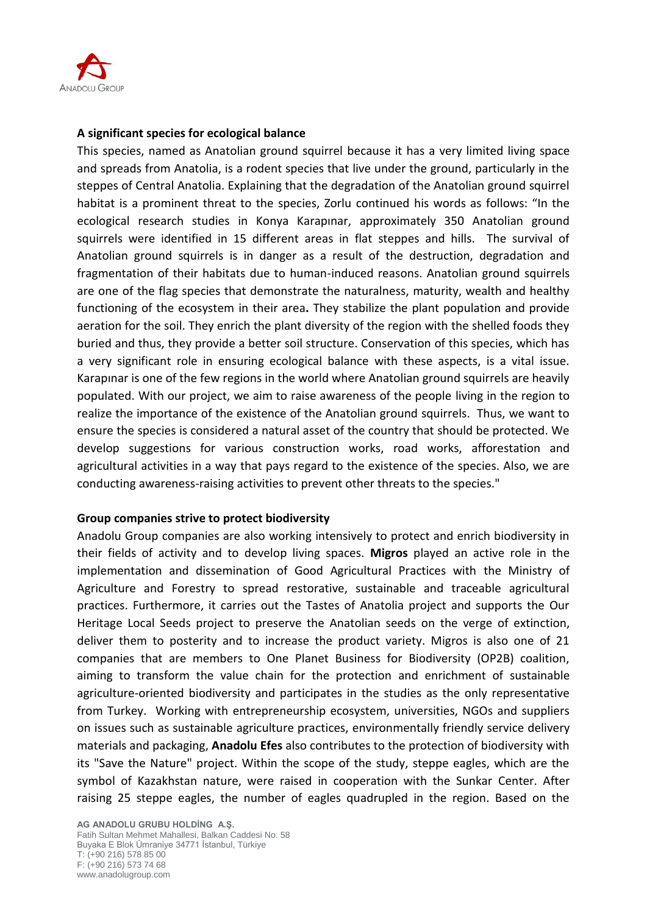### A significant species for ecological balance

This species, named as Anatolian ground squirrel because it has a very limited living space and spreads from Anatolia, is a rodent species that live under the ground, particularly in the steppes of Central Anatolia. Explaining that the degradation of the Anatolian ground squirrel habitat is a prominent threat to the species, Zorlu continued his words as follows: "In the ecological research studies in Konya Karapınar, approximately 350 Anatolian ground squirrels were identified in 15 different areas in flat steppes and hills. The survival of Anatolian ground squirrels is in danger as a result of the destruction, degradation and fragmentation of their habitats due to human-induced reasons. Anatolian ground squirrels are one of the flag species that demonstrate the naturalness, maturity, wealth and healthy functioning of the ecosystem in their area**.** They stabilize the plant population and provide aeration for the soil. They enrich the plant diversity of the region with the shelled foods they buried and thus, they provide a better soil structure. Conservation of this species, which has a very significant role in ensuring ecological balance with these aspects, is a vital issue. Karapınar is one of the few regions in the world where Anatolian ground squirrels are heavily populated. With our project, we aim to raise awareness of the people living in the region to realize the importance of the existence of the Anatolian ground squirrels. Thus, we want to ensure the species is considered a natural asset of the country that should be protected. We develop suggestions for various construction works, road works, afforestation and agricultural activities in a way that pays regard to the existence of the species. Also, we are conducting awareness-raising activities to prevent other threats to the species."

### Group companies strive to protect biodiversity

Anadolu Group companies are also working intensively to protect and enrich biodiversity in their fields of activity and to develop living spaces. **Migros** played an active role in the implementation and dissemination of Good Agricultural Practices with the Ministry of Agriculture and Forestry to spread restorative, sustainable and traceable agricultural practices. Furthermore, it carries out the Tastes of Anatolia project and supports the Our Heritage Local Seeds project to preserve the Anatolian seeds on the verge of extinction, deliver them to posterity and to increase the product variety. Migros is also one of 21 companies that are members to One Planet Business for Biodiversity (OP2B) coalition, aiming to transform the value chain for the protection and enrichment of sustainable agriculture-oriented biodiversity and participates in the studies as the only representative from Turkey. Working with entrepreneurship ecosystem, universities, NGOs and suppliers on issues such as sustainable agriculture practices, environmentally friendly service delivery materials and packaging, **Anadolu Efes** also contributes to the protection of biodiversity with its "Save the Nature" project. Within the scope of the study, steppe eagles, which are the symbol of Kazakhstan nature, were raised in cooperation with the Sunkar Center. After raising 25 steppe eagles, the number of eagles quadrupled in the region. Based on the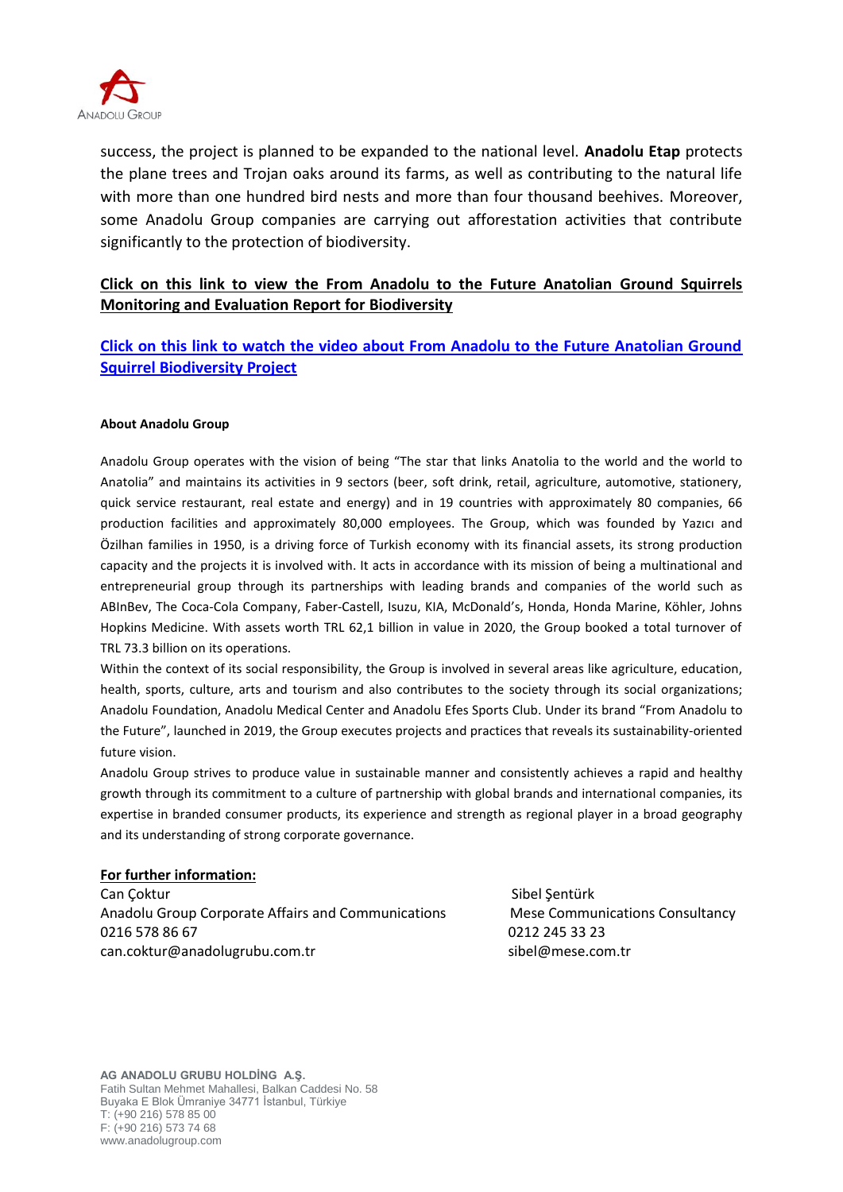success, the project is planned to be expanded to the national level. **Anadolu Etap** protects the plane trees and Trojan oaks around its farms, as well as contributing to the natural life with more than one hundred bird nests and more than four thousand beehives. Moreover, some Anadolu Group companies are carrying out afforestation activities that contribute significantly to the protection of biodiversity.

**Click on this link to view the From Anadolu to the Future Anatolian Ground Squirrels Monitoring and Evaluation Report for Biodiversity**

**Click on this link to watch the video about From Anadolu to the Future Anatolian Ground Squirrel Biodiversity Project**

**About Anadolu Group**

Anadolu Group operates with the vision of being "The star that links Anatolia to the world and the world to Anatolia" and maintains its activities in 9 sectors (beer, soft drink, retail, agriculture, automotive, stationery, quick service restaurant, real estate and energy) and in 19 countries with approximately 80 companies, 66 production facilities and approximately 80,000 employees. The Group, which was founded by Yazıcı and Özilhan families in 1950, is a driving force of Turkish economy with its financial assets, its strong production capacity and the projects it is involved with. It acts in accordance with its mission of being a multinational and entrepreneurial group through its partnerships with leading brands and companies of the world such as ABInBev, The Coca-Cola Company, Faber-Castell, Isuzu, KIA, McDonald's, Honda, Honda Marine, Köhler, Johns Hopkins Medicine. With assets worth TRL 62,1 billion in value in 2020, the Group booked a total turnover of TRL 73.3 billion on its operations.

Within the context of its social responsibility, the Group is involved in several areas like agriculture, education, health, sports, culture, arts and tourism and also contributes to the society through its social organizations; Anadolu Foundation, Anadolu Medical Center and Anadolu Efes Sports Club. Under its brand "From Anadolu to the Future", launched in 2019, the Group executes projects and practices that reveals its sustainability-oriented future vision.

Anadolu Group strives to produce value in sustainable manner and consistently achieves a rapid and healthy growth through its commitment to a culture of partnership with global brands and international companies, its expertise in branded consumer products, its experience and strength as regional player in a broad geography and its understanding of strong corporate governance.

**For further information:**

Can Çoktur
Anadolu Group Corporate Affairs and Communications
0216 578 86 67
can.coktur@anadolugrubu.com.tr

Sibel Şentürk
Mese Communications Consultancy
0212 245 33 23
sibel@mese.com.tr